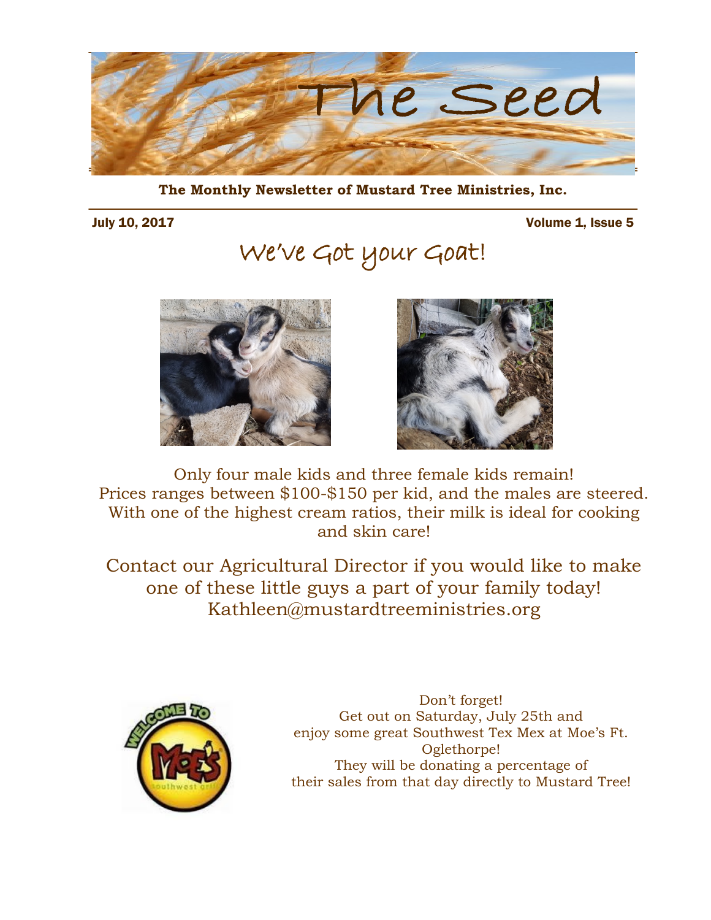# The Seed

**The Monthly Newsletter of Mustard Tree Ministries, Inc.**

July 10, 2017 Volume 1, Issue 5

## We've Got your Goat!

Only four male kids and three female kids remain!
Prices ranges between $100-$150 per kid, and the males are steered.
With one of the highest cream ratios, their milk is ideal for cooking and skin care!

Contact our Agricultural Director if you would like to make one of these little guys a part of your family today!
Kathleen@mustardtreeministries.org

Don't forget!
Get out on Saturday, July 25th and enjoy some great Southwest Tex Mex at Moe's Ft. Oglethorpe!
They will be donating a percentage of their sales from that day directly to Mustard Tree!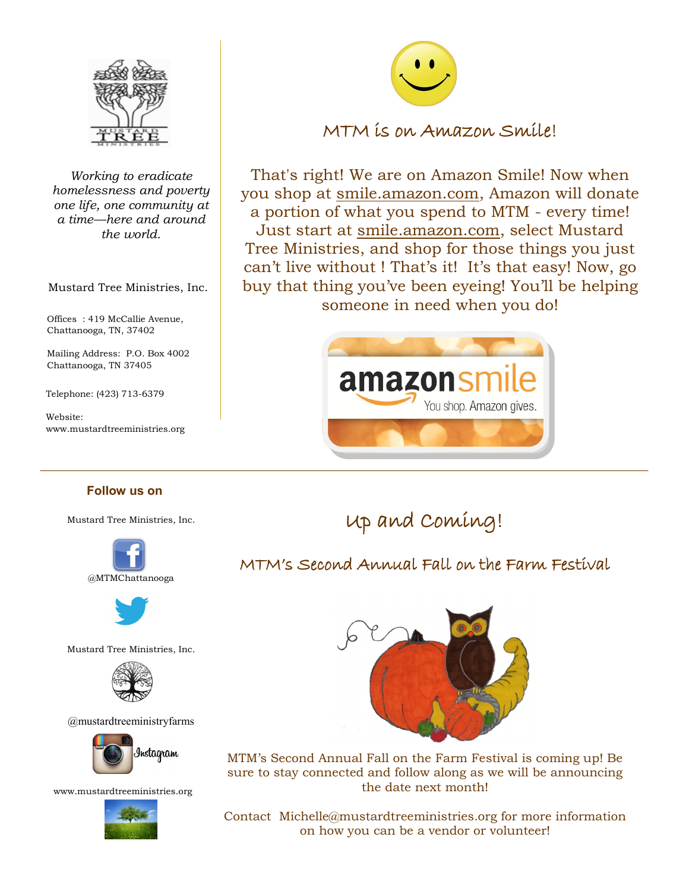*Working to eradicate homelessness and poverty one life, one community at a time—here and around the world.*

Mustard Tree Ministries, Inc.

Offices : 419 McCallie Avenue, Chattanooga, TN, 37402

Mailing Address: P.O. Box 4002 Chattanooga, TN 37405

Telephone: (423) 713-6379

Website: www.mustardtreeministries.org

## MTM is on Amazon Smile!

That's right! We are on Amazon Smile! Now when you shop at smile.amazon.com, Amazon will donate a portion of what you spend to MTM - every time! Just start at smile.amazon.com, select Mustard Tree Ministries, and shop for those things you just can't live without ! That's it! It's that easy! Now, go buy that thing you've been eyeing! You'll be helping someone in need when you do!

amazonsmile
You shop. Amazon gives.

**Follow us on**

Mustard Tree Ministries, Inc.

@MTMChattanooga

Mustard Tree Ministries, Inc.

@mustardtreeministryfarms

www.mustardtreeministries.org

## Up and Coming!

### MTM's Second Annual Fall on the Farm Festival

MTM's Second Annual Fall on the Farm Festival is coming up! Be sure to stay connected and follow along as we will be announcing the date next month!

Contact Michelle@mustardtreeministries.org for more information on how you can be a vendor or volunteer!